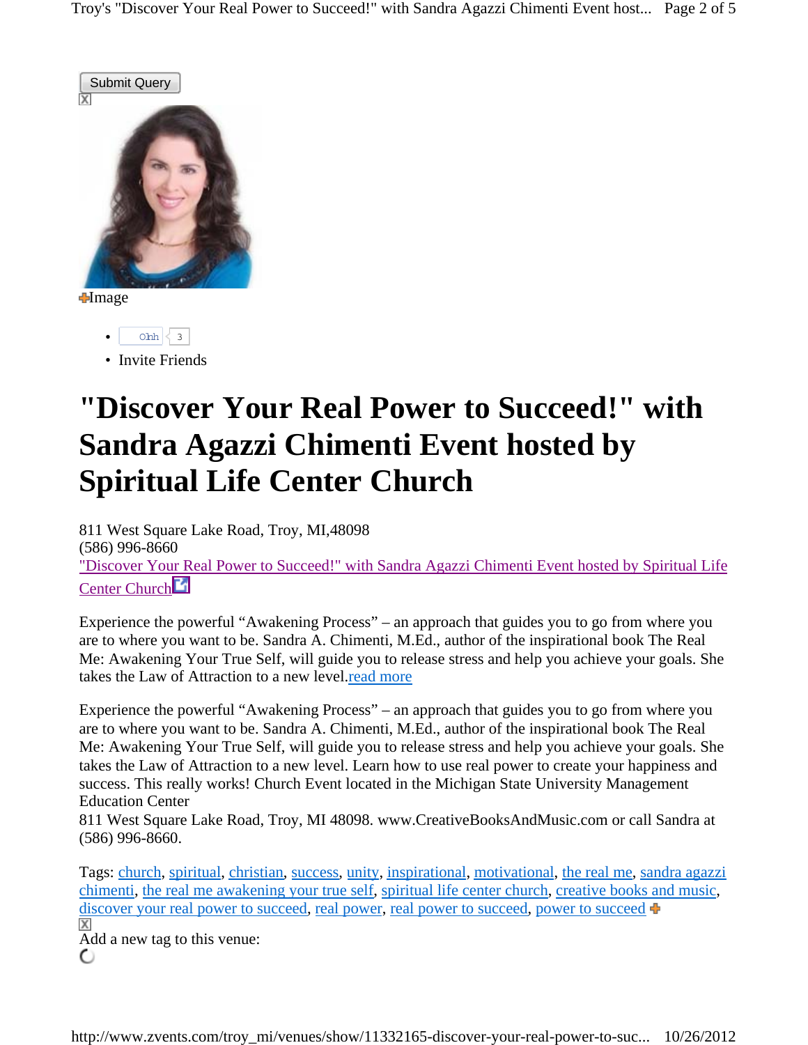Submit Query

Image

- Ohh 3
- Invite Friends

# "Discover Your Real Power to Succeed!" with Sandra Agazzi Chimenti Event hosted by Spiritual Life Center Church

811 West Square Lake Road, Troy, MI,48098
(586) 996-8660
"Discover Your Real Power to Succeed!" with Sandra Agazzi Chimenti Event hosted by Spiritual Life Center Church

Experience the powerful "Awakening Process" – an approach that guides you to go from where you are to where you want to be. Sandra A. Chimenti, M.Ed., author of the inspirational book The Real Me: Awakening Your True Self, will guide you to release stress and help you achieve your goals. She takes the Law of Attraction to a new level.read more

Experience the powerful "Awakening Process" – an approach that guides you to go from where you are to where you want to be. Sandra A. Chimenti, M.Ed., author of the inspirational book The Real Me: Awakening Your True Self, will guide you to release stress and help you achieve your goals. She takes the Law of Attraction to a new level. Learn how to use real power to create your happiness and success. This really works! Church Event located in the Michigan State University Management Education Center
811 West Square Lake Road, Troy, MI 48098. www.CreativeBooksAndMusic.com or call Sandra at (586) 996-8660.

Tags: church, spiritual, christian, success, unity, inspirational, motivational, the real me, sandra agazzi chimenti, the real me awakening your true self, spiritual life center church, creative books and music, discover your real power to succeed, real power, real power to succeed, power to succeed

Add a new tag to this venue: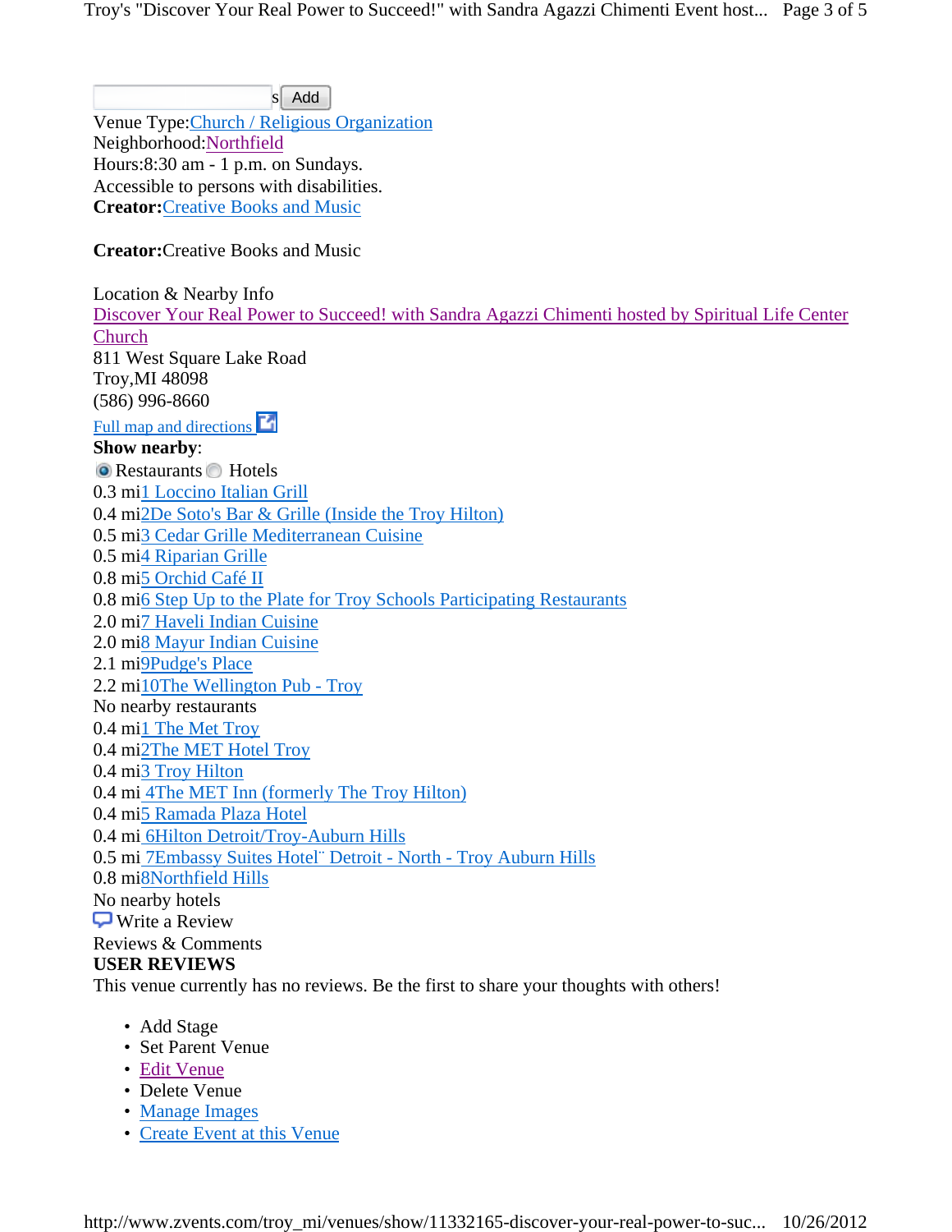s Add

Venue Type:Church / Religious Organization
Neighborhood:Northfield
Hours:8:30 am - 1 p.m. on Sundays.
Accessible to persons with disabilities.
**Creator:**Creative Books and Music

**Creator:**Creative Books and Music

Location & Nearby Info
Discover Your Real Power to Succeed! with Sandra Agazzi Chimenti hosted by Spiritual Life Center Church
811 West Square Lake Road
Troy,MI 48098
(586) 996-8660
Full map and directions

**Show nearby**:
Restaurants Hotels

0.3 mi1 Loccino Italian Grill
0.4 mi2De Soto's Bar & Grille (Inside the Troy Hilton)
0.5 mi3 Cedar Grille Mediterranean Cuisine
0.5 mi4 Riparian Grille
0.8 mi5 Orchid Café II
0.8 mi6 Step Up to the Plate for Troy Schools Participating Restaurants
2.0 mi7 Haveli Indian Cuisine
2.0 mi8 Mayur Indian Cuisine
2.1 mi9Pudge's Place
2.2 mi10The Wellington Pub - Troy
No nearby restaurants
0.4 mi1 The Met Troy
0.4 mi2The MET Hotel Troy
0.4 mi3 Troy Hilton
0.4 mi 4The MET Inn (formerly The Troy Hilton)
0.4 mi5 Ramada Plaza Hotel
0.4 mi 6Hilton Detroit/Troy-Auburn Hills
0.5 mi 7Embassy Suites Hotel¨ Detroit - North - Troy Auburn Hills
0.8 mi8Northfield Hills
No nearby hotels

Write a Review
Reviews & Comments
**USER REVIEWS**
This venue currently has no reviews. Be the first to share your thoughts with others!

- Add Stage
- Set Parent Venue
- Edit Venue
- Delete Venue
- Manage Images
- Create Event at this Venue